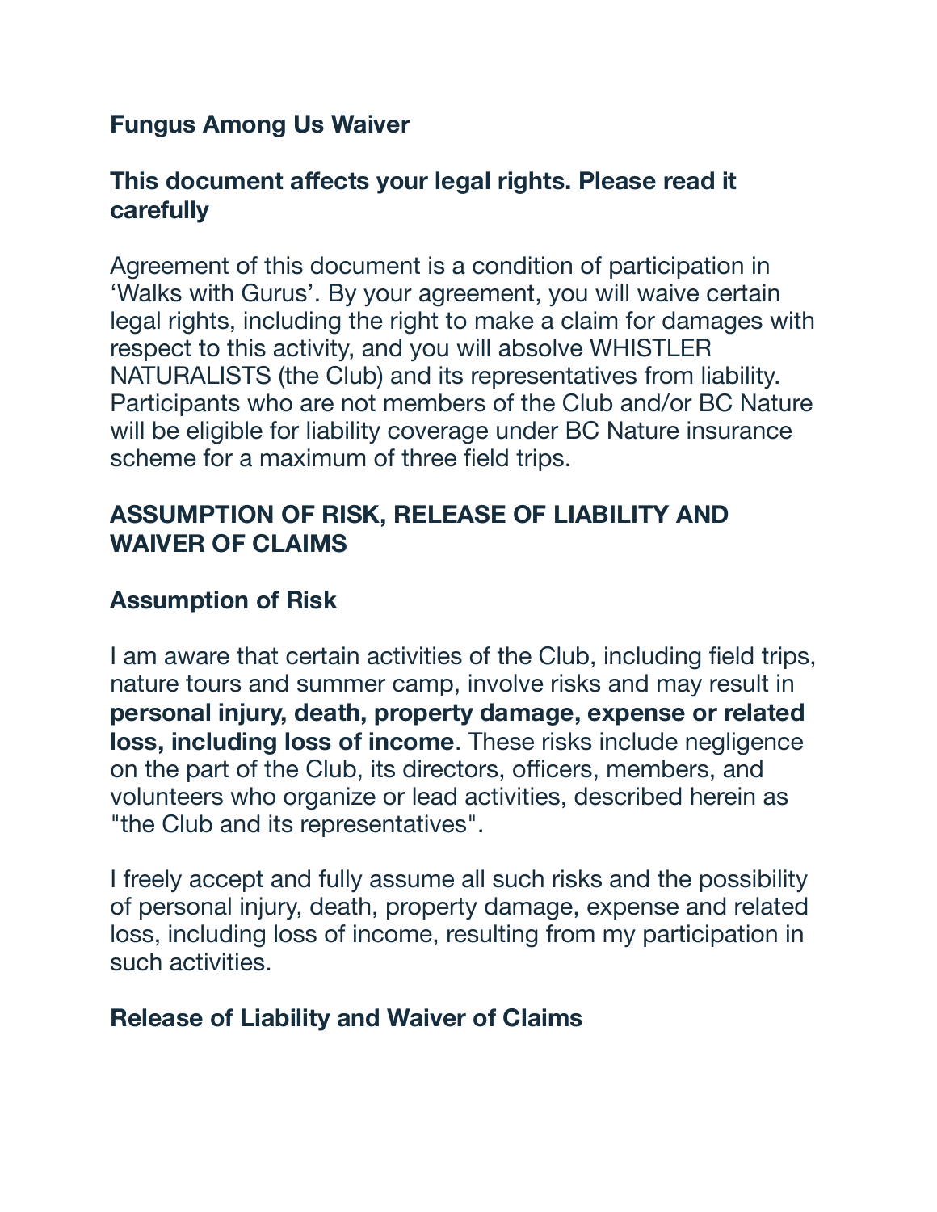# Fungus Among Us Waiver

## This document affects your legal rights. Please read it carefully

Agreement of this document is a condition of participation in 'Walks with Gurus'. By your agreement, you will waive certain legal rights, including the right to make a claim for damages with respect to this activity, and you will absolve WHISTLER NATURALISTS (the Club) and its representatives from liability. Participants who are not members of the Club and/or BC Nature will be eligible for liability coverage under BC Nature insurance scheme for a maximum of three field trips.

## ASSUMPTION OF RISK, RELEASE OF LIABILITY AND WAIVER OF CLAIMS

### Assumption of Risk

I am aware that certain activities of the Club, including field trips, nature tours and summer camp, involve risks and may result in **personal injury, death, property damage, expense or related loss, including loss of income**. These risks include negligence on the part of the Club, its directors, officers, members, and volunteers who organize or lead activities, described herein as "the Club and its representatives".

I freely accept and fully assume all such risks and the possibility of personal injury, death, property damage, expense and related loss, including loss of income, resulting from my participation in such activities.

### Release of Liability and Waiver of Claims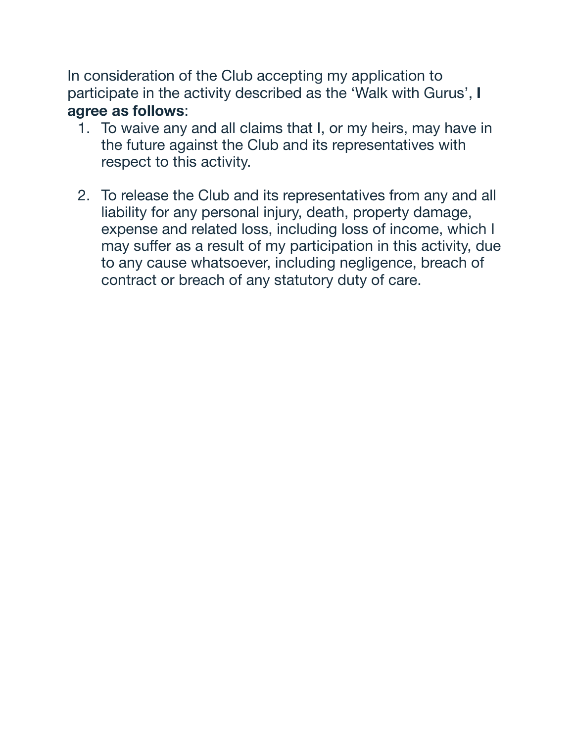In consideration of the Club accepting my application to participate in the activity described as the 'Walk with Gurus', **I agree as follows**:

1. To waive any and all claims that I, or my heirs, may have in the future against the Club and its representatives with respect to this activity.

2. To release the Club and its representatives from any and all liability for any personal injury, death, property damage, expense and related loss, including loss of income, which I may suffer as a result of my participation in this activity, due to any cause whatsoever, including negligence, breach of contract or breach of any statutory duty of care.